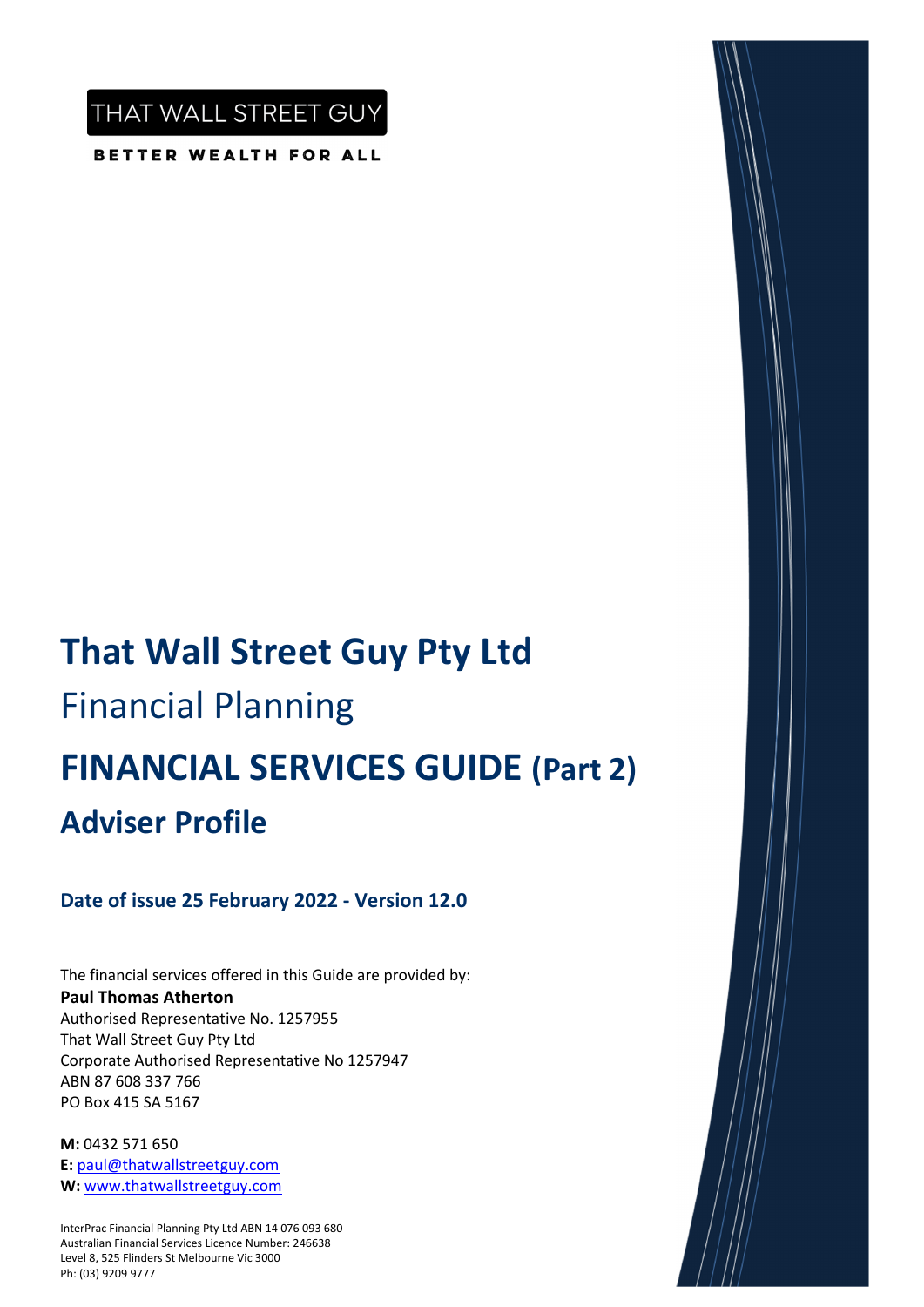THAT WALL STREET GUY

BETTER WEALTH FOR ALL

# That Wall Street Guy Pty Ltd

Financial Planning

# FINANCIAL SERVICES GUIDE (Part 2)

## Adviser Profile

**Date of issue 25 February 2022 - Version 12.0**

The financial services offered in this Guide are provided by:
**Paul Thomas Atherton**
Authorised Representative No. 1257955
That Wall Street Guy Pty Ltd
Corporate Authorised Representative No 1257947
ABN 87 608 337 766
PO Box 415 SA 5167

**M:** 0432 571 650
**E:** paul@thatwallstreetguy.com
**W:** www.thatwallstreetguy.com

InterPrac Financial Planning Pty Ltd ABN 14 076 093 680
Australian Financial Services Licence Number: 246638
Level 8, 525 Flinders St Melbourne Vic 3000
Ph: (03) 9209 9777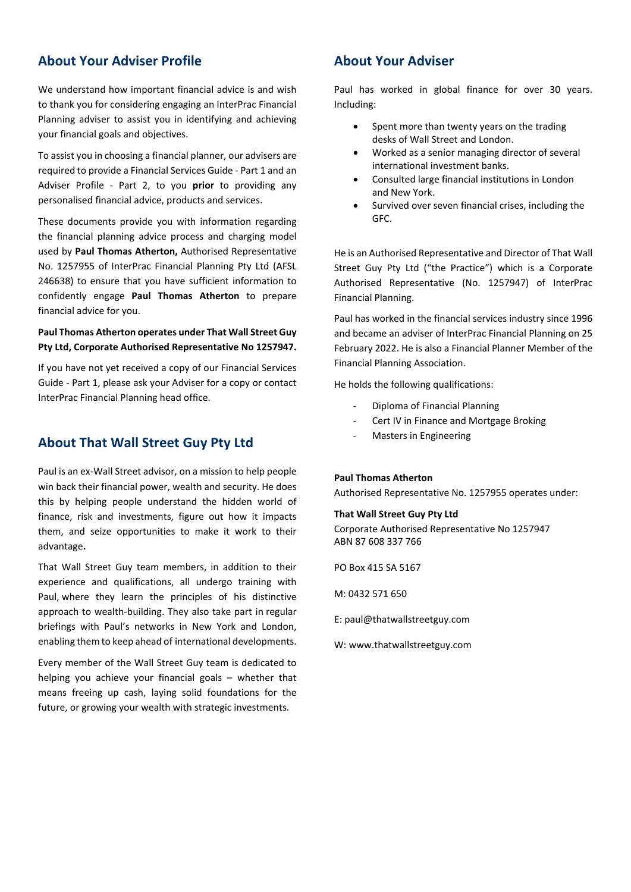## About Your Adviser Profile

We understand how important financial advice is and wish to thank you for considering engaging an InterPrac Financial Planning adviser to assist you in identifying and achieving your financial goals and objectives.

To assist you in choosing a financial planner, our advisers are required to provide a Financial Services Guide - Part 1 and an Adviser Profile - Part 2, to you **prior** to providing any personalised financial advice, products and services.

These documents provide you with information regarding the financial planning advice process and charging model used by **Paul Thomas Atherton,** Authorised Representative No. 1257955 of InterPrac Financial Planning Pty Ltd (AFSL 246638) to ensure that you have sufficient information to confidently engage **Paul Thomas Atherton** to prepare financial advice for you.

**Paul Thomas Atherton operates under That Wall Street Guy Pty Ltd, Corporate Authorised Representative No 1257947.**

If you have not yet received a copy of our Financial Services Guide - Part 1, please ask your Adviser for a copy or contact InterPrac Financial Planning head office.

## About That Wall Street Guy Pty Ltd

Paul is an ex-Wall Street advisor, on a mission to help people win back their financial power, wealth and security. He does this by helping people understand the hidden world of finance, risk and investments, figure out how it impacts them, and seize opportunities to make it work to their advantage**.**

That Wall Street Guy team members, in addition to their experience and qualifications, all undergo training with Paul, where they learn the principles of his distinctive approach to wealth-building. They also take part in regular briefings with Paul's networks in New York and London, enabling them to keep ahead of international developments.

Every member of the Wall Street Guy team is dedicated to helping you achieve your financial goals – whether that means freeing up cash, laying solid foundations for the future, or growing your wealth with strategic investments.

## About Your Adviser

Paul has worked in global finance for over 30 years. Including:

- Spent more than twenty years on the trading desks of Wall Street and London.
- Worked as a senior managing director of several international investment banks.
- Consulted large financial institutions in London and New York.
- Survived over seven financial crises, including the GFC.

He is an Authorised Representative and Director of That Wall Street Guy Pty Ltd ("the Practice") which is a Corporate Authorised Representative (No. 1257947) of InterPrac Financial Planning.

Paul has worked in the financial services industry since 1996 and became an adviser of InterPrac Financial Planning on 25 February 2022. He is also a Financial Planner Member of the Financial Planning Association.

He holds the following qualifications:

- Diploma of Financial Planning
- Cert IV in Finance and Mortgage Broking
- Masters in Engineering

**Paul Thomas Atherton**

Authorised Representative No. 1257955 operates under:

**That Wall Street Guy Pty Ltd**

Corporate Authorised Representative No 1257947
ABN 87 608 337 766

PO Box 415 SA 5167

M: 0432 571 650

E: paul@thatwallstreetguy.com

W: www.thatwallstreetguy.com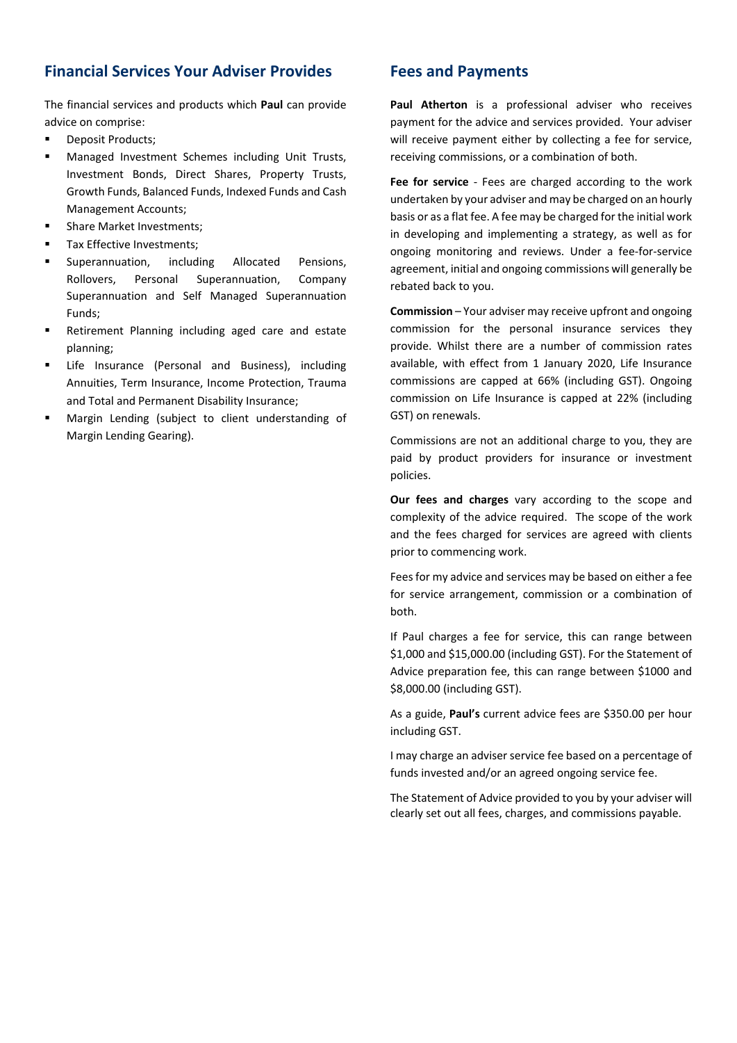## Financial Services Your Adviser Provides

The financial services and products which **Paul** can provide advice on comprise:

- Deposit Products;
- Managed Investment Schemes including Unit Trusts, Investment Bonds, Direct Shares, Property Trusts, Growth Funds, Balanced Funds, Indexed Funds and Cash Management Accounts;
- Share Market Investments;
- Tax Effective Investments;
- Superannuation, including Allocated Pensions, Rollovers, Personal Superannuation, Company Superannuation and Self Managed Superannuation Funds;
- Retirement Planning including aged care and estate planning;
- Life Insurance (Personal and Business), including Annuities, Term Insurance, Income Protection, Trauma and Total and Permanent Disability Insurance;
- Margin Lending (subject to client understanding of Margin Lending Gearing).

## Fees and Payments

**Paul Atherton** is a professional adviser who receives payment for the advice and services provided. Your adviser will receive payment either by collecting a fee for service, receiving commissions, or a combination of both.

**Fee for service** - Fees are charged according to the work undertaken by your adviser and may be charged on an hourly basis or as a flat fee. A fee may be charged for the initial work in developing and implementing a strategy, as well as for ongoing monitoring and reviews. Under a fee-for-service agreement, initial and ongoing commissions will generally be rebated back to you.

**Commission** – Your adviser may receive upfront and ongoing commission for the personal insurance services they provide. Whilst there are a number of commission rates available, with effect from 1 January 2020, Life Insurance commissions are capped at 66% (including GST). Ongoing commission on Life Insurance is capped at 22% (including GST) on renewals.

Commissions are not an additional charge to you, they are paid by product providers for insurance or investment policies.

**Our fees and charges** vary according to the scope and complexity of the advice required. The scope of the work and the fees charged for services are agreed with clients prior to commencing work.

Fees for my advice and services may be based on either a fee for service arrangement, commission or a combination of both.

If Paul charges a fee for service, this can range between $1,000 and $15,000.00 (including GST). For the Statement of Advice preparation fee, this can range between $1000 and $8,000.00 (including GST).

As a guide, **Paul's** current advice fees are $350.00 per hour including GST.

I may charge an adviser service fee based on a percentage of funds invested and/or an agreed ongoing service fee.

The Statement of Advice provided to you by your adviser will clearly set out all fees, charges, and commissions payable.